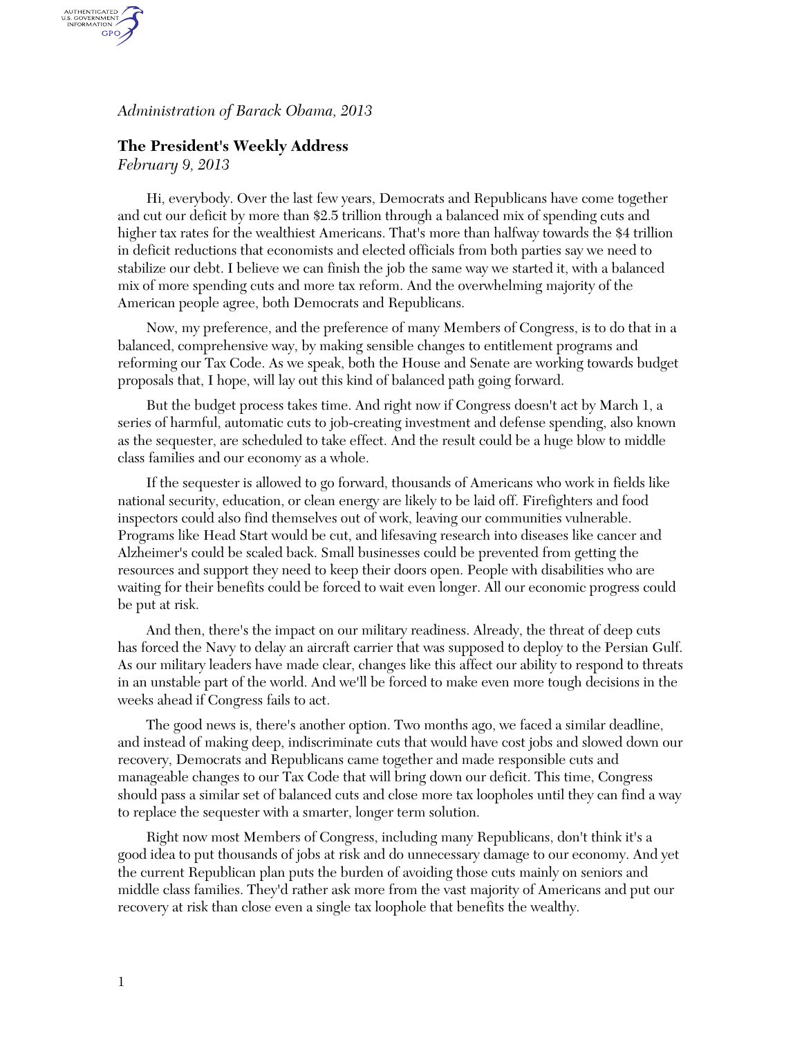*Administration of Barack Obama, 2013*

## The President's Weekly Address

*February 9, 2013*

Hi, everybody. Over the last few years, Democrats and Republicans have come together and cut our deficit by more than $2.5 trillion through a balanced mix of spending cuts and higher tax rates for the wealthiest Americans. That's more than halfway towards the $4 trillion in deficit reductions that economists and elected officials from both parties say we need to stabilize our debt. I believe we can finish the job the same way we started it, with a balanced mix of more spending cuts and more tax reform. And the overwhelming majority of the American people agree, both Democrats and Republicans.

Now, my preference, and the preference of many Members of Congress, is to do that in a balanced, comprehensive way, by making sensible changes to entitlement programs and reforming our Tax Code. As we speak, both the House and Senate are working towards budget proposals that, I hope, will lay out this kind of balanced path going forward.

But the budget process takes time. And right now if Congress doesn't act by March 1, a series of harmful, automatic cuts to job-creating investment and defense spending, also known as the sequester, are scheduled to take effect. And the result could be a huge blow to middle class families and our economy as a whole.

If the sequester is allowed to go forward, thousands of Americans who work in fields like national security, education, or clean energy are likely to be laid off. Firefighters and food inspectors could also find themselves out of work, leaving our communities vulnerable. Programs like Head Start would be cut, and lifesaving research into diseases like cancer and Alzheimer's could be scaled back. Small businesses could be prevented from getting the resources and support they need to keep their doors open. People with disabilities who are waiting for their benefits could be forced to wait even longer. All our economic progress could be put at risk.

And then, there's the impact on our military readiness. Already, the threat of deep cuts has forced the Navy to delay an aircraft carrier that was supposed to deploy to the Persian Gulf. As our military leaders have made clear, changes like this affect our ability to respond to threats in an unstable part of the world. And we'll be forced to make even more tough decisions in the weeks ahead if Congress fails to act.

The good news is, there's another option. Two months ago, we faced a similar deadline, and instead of making deep, indiscriminate cuts that would have cost jobs and slowed down our recovery, Democrats and Republicans came together and made responsible cuts and manageable changes to our Tax Code that will bring down our deficit. This time, Congress should pass a similar set of balanced cuts and close more tax loopholes until they can find a way to replace the sequester with a smarter, longer term solution.

Right now most Members of Congress, including many Republicans, don't think it's a good idea to put thousands of jobs at risk and do unnecessary damage to our economy. And yet the current Republican plan puts the burden of avoiding those cuts mainly on seniors and middle class families. They'd rather ask more from the vast majority of Americans and put our recovery at risk than close even a single tax loophole that benefits the wealthy.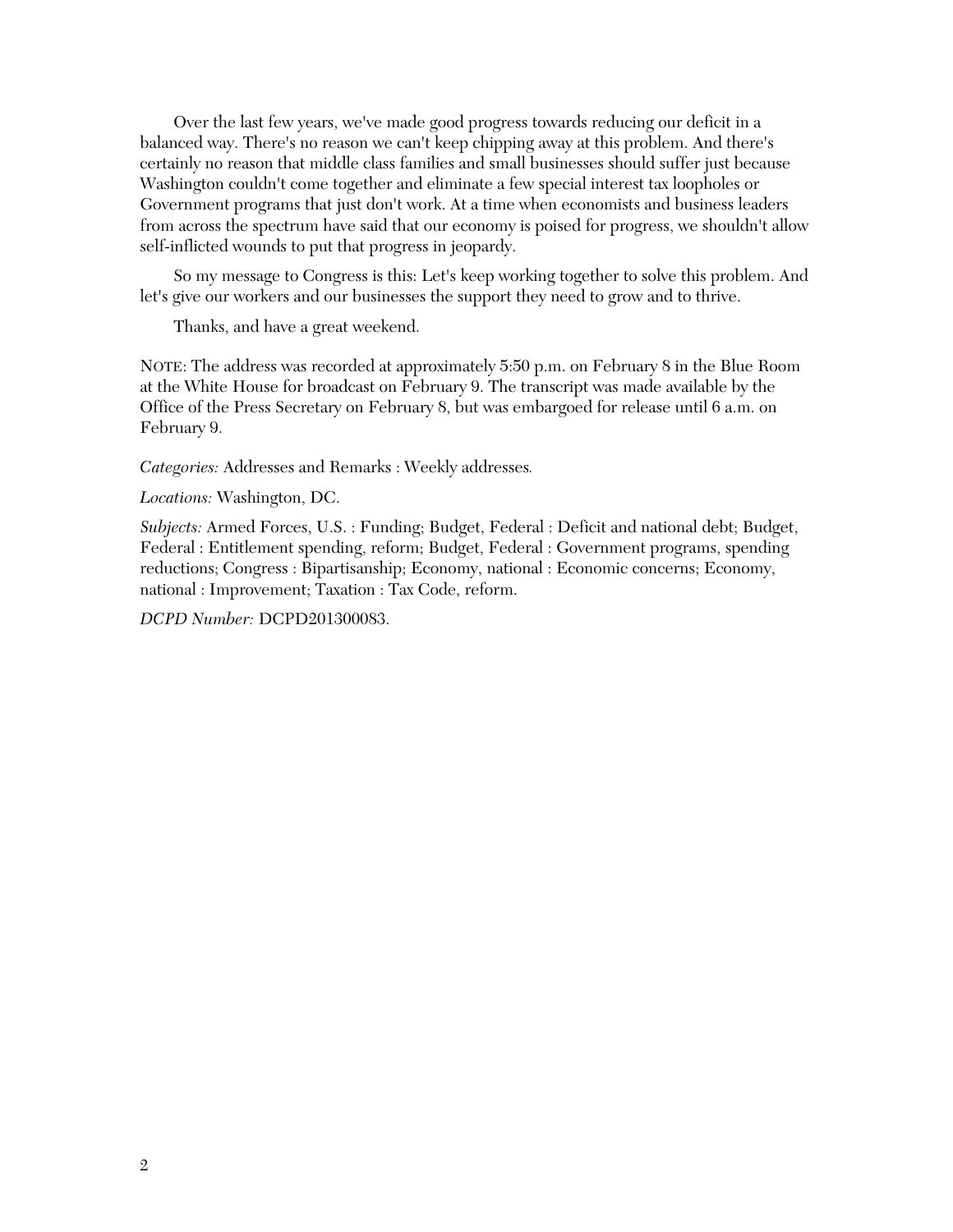Over the last few years, we've made good progress towards reducing our deficit in a balanced way. There's no reason we can't keep chipping away at this problem. And there's certainly no reason that middle class families and small businesses should suffer just because Washington couldn't come together and eliminate a few special interest tax loopholes or Government programs that just don't work. At a time when economists and business leaders from across the spectrum have said that our economy is poised for progress, we shouldn't allow self-inflicted wounds to put that progress in jeopardy.

So my message to Congress is this: Let's keep working together to solve this problem. And let's give our workers and our businesses the support they need to grow and to thrive.

Thanks, and have a great weekend.

NOTE: The address was recorded at approximately 5:50 p.m. on February 8 in the Blue Room at the White House for broadcast on February 9. The transcript was made available by the Office of the Press Secretary on February 8, but was embargoed for release until 6 a.m. on February 9.

*Categories:* Addresses and Remarks : Weekly addresses.

*Locations:* Washington, DC.

*Subjects:* Armed Forces, U.S. : Funding; Budget, Federal : Deficit and national debt; Budget, Federal : Entitlement spending, reform; Budget, Federal : Government programs, spending reductions; Congress : Bipartisanship; Economy, national : Economic concerns; Economy, national : Improvement; Taxation : Tax Code, reform.

*DCPD Number:* DCPD201300083.